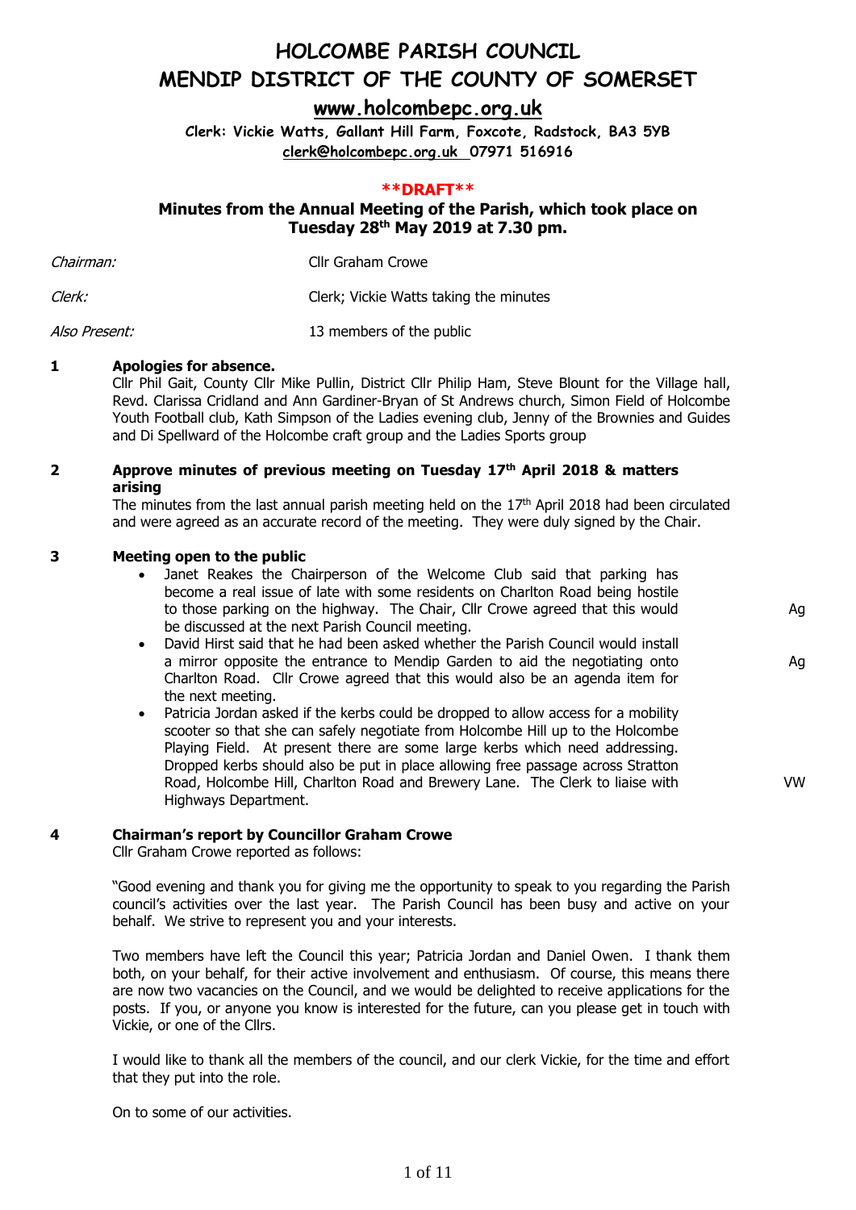# HOLCOMBE PARISH COUNCIL
# MENDIP DISTRICT OF THE COUNTY OF SOMERSET

## www.holcombepc.org.uk

**Clerk: Vickie Watts, Gallant Hill Farm, Foxcote, Radstock, BA3 5YB**
**clerk@holcombepc.org.uk 07971 516916**

**\*\*DRAFT\*\***

### Minutes from the Annual Meeting of the Parish, which took place on Tuesday 28th May 2019 at 7.30 pm.

| | |
|---|---|
| *Chairman:* | Cllr Graham Crowe |
| *Clerk:* | Clerk; Vickie Watts taking the minutes |
| *Also Present:* | 13 members of the public |

**1 Apologies for absence.**

Cllr Phil Gait, County Cllr Mike Pullin, District Cllr Philip Ham, Steve Blount for the Village hall, Revd. Clarissa Cridland and Ann Gardiner-Bryan of St Andrews church, Simon Field of Holcombe Youth Football club, Kath Simpson of the Ladies evening club, Jenny of the Brownies and Guides and Di Spellward of the Holcombe craft group and the Ladies Sports group

**2 Approve minutes of previous meeting on Tuesday 17th April 2018 & matters arising**

The minutes from the last annual parish meeting held on the 17th April 2018 had been circulated and were agreed as an accurate record of the meeting. They were duly signed by the Chair.

**3 Meeting open to the public**

- Janet Reakes the Chairperson of the Welcome Club said that parking has become a real issue of late with some residents on Charlton Road being hostile to those parking on the highway. The Chair, Cllr Crowe agreed that this would be discussed at the next Parish Council meeting. — **Ag**
- David Hirst said that he had been asked whether the Parish Council would install a mirror opposite the entrance to Mendip Garden to aid the negotiating onto Charlton Road. Cllr Crowe agreed that this would also be an agenda item for the next meeting. — **Ag**
- Patricia Jordan asked if the kerbs could be dropped to allow access for a mobility scooter so that she can safely negotiate from Holcombe Hill up to the Holcombe Playing Field. At present there are some large kerbs which need addressing. Dropped kerbs should also be put in place allowing free passage across Stratton Road, Holcombe Hill, Charlton Road and Brewery Lane. The Clerk to liaise with Highways Department. — **VW**

**4 Chairman's report by Councillor Graham Crowe**

Cllr Graham Crowe reported as follows:

"Good evening and thank you for giving me the opportunity to speak to you regarding the Parish council's activities over the last year. The Parish Council has been busy and active on your behalf. We strive to represent you and your interests.

Two members have left the Council this year; Patricia Jordan and Daniel Owen. I thank them both, on your behalf, for their active involvement and enthusiasm. Of course, this means there are now two vacancies on the Council, and we would be delighted to receive applications for the posts. If you, or anyone you know is interested for the future, can you please get in touch with Vickie, or one of the Cllrs.

I would like to thank all the members of the council, and our clerk Vickie, for the time and effort that they put into the role.

On to some of our activities.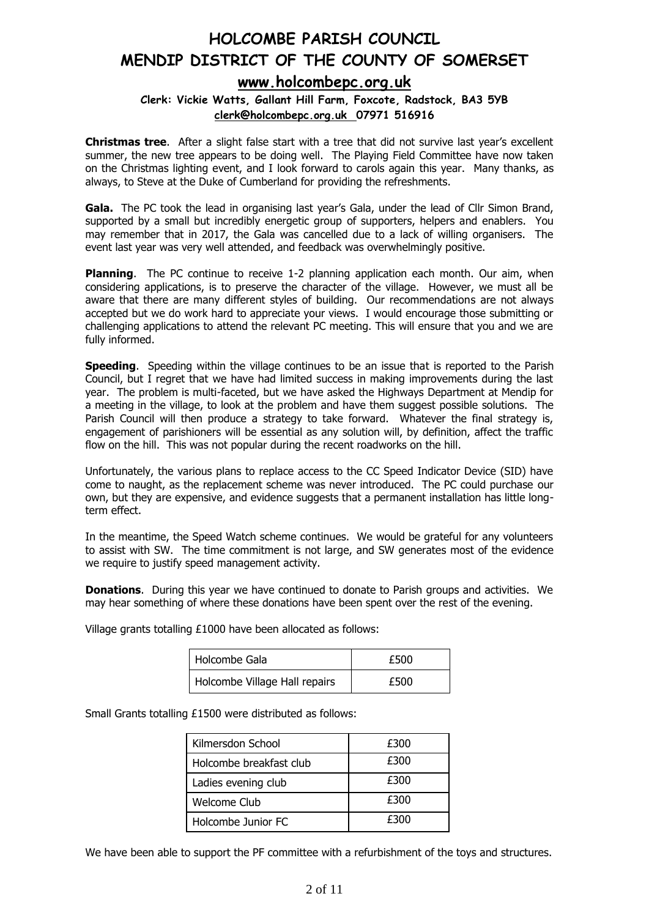# HOLCOMBE PARISH COUNCIL
# MENDIP DISTRICT OF THE COUNTY OF SOMERSET

**www.holcombepc.org.uk**

**Clerk: Vickie Watts, Gallant Hill Farm, Foxcote, Radstock, BA3 5YB**
**clerk@holcombepc.org.uk 07971 516916**

**Christmas tree**. After a slight false start with a tree that did not survive last year's excellent summer, the new tree appears to be doing well. The Playing Field Committee have now taken on the Christmas lighting event, and I look forward to carols again this year. Many thanks, as always, to Steve at the Duke of Cumberland for providing the refreshments.

**Gala.** The PC took the lead in organising last year's Gala, under the lead of Cllr Simon Brand, supported by a small but incredibly energetic group of supporters, helpers and enablers. You may remember that in 2017, the Gala was cancelled due to a lack of willing organisers. The event last year was very well attended, and feedback was overwhelmingly positive.

**Planning**. The PC continue to receive 1-2 planning application each month. Our aim, when considering applications, is to preserve the character of the village. However, we must all be aware that there are many different styles of building. Our recommendations are not always accepted but we do work hard to appreciate your views. I would encourage those submitting or challenging applications to attend the relevant PC meeting. This will ensure that you and we are fully informed.

**Speeding**. Speeding within the village continues to be an issue that is reported to the Parish Council, but I regret that we have had limited success in making improvements during the last year. The problem is multi-faceted, but we have asked the Highways Department at Mendip for a meeting in the village, to look at the problem and have them suggest possible solutions. The Parish Council will then produce a strategy to take forward. Whatever the final strategy is, engagement of parishioners will be essential as any solution will, by definition, affect the traffic flow on the hill. This was not popular during the recent roadworks on the hill.

Unfortunately, the various plans to replace access to the CC Speed Indicator Device (SID) have come to naught, as the replacement scheme was never introduced. The PC could purchase our own, but they are expensive, and evidence suggests that a permanent installation has little long-term effect.

In the meantime, the Speed Watch scheme continues. We would be grateful for any volunteers to assist with SW. The time commitment is not large, and SW generates most of the evidence we require to justify speed management activity.

**Donations**. During this year we have continued to donate to Parish groups and activities. We may hear something of where these donations have been spent over the rest of the evening.

Village grants totalling £1000 have been allocated as follows:

| Holcombe Gala | £500 |
|---|---|
| Holcombe Village Hall repairs | £500 |

Small Grants totalling £1500 were distributed as follows:

| Kilmersdon School | £300 |
|---|---|
| Holcombe breakfast club | £300 |
| Ladies evening club | £300 |
| Welcome Club | £300 |
| Holcombe Junior FC | £300 |

We have been able to support the PF committee with a refurbishment of the toys and structures.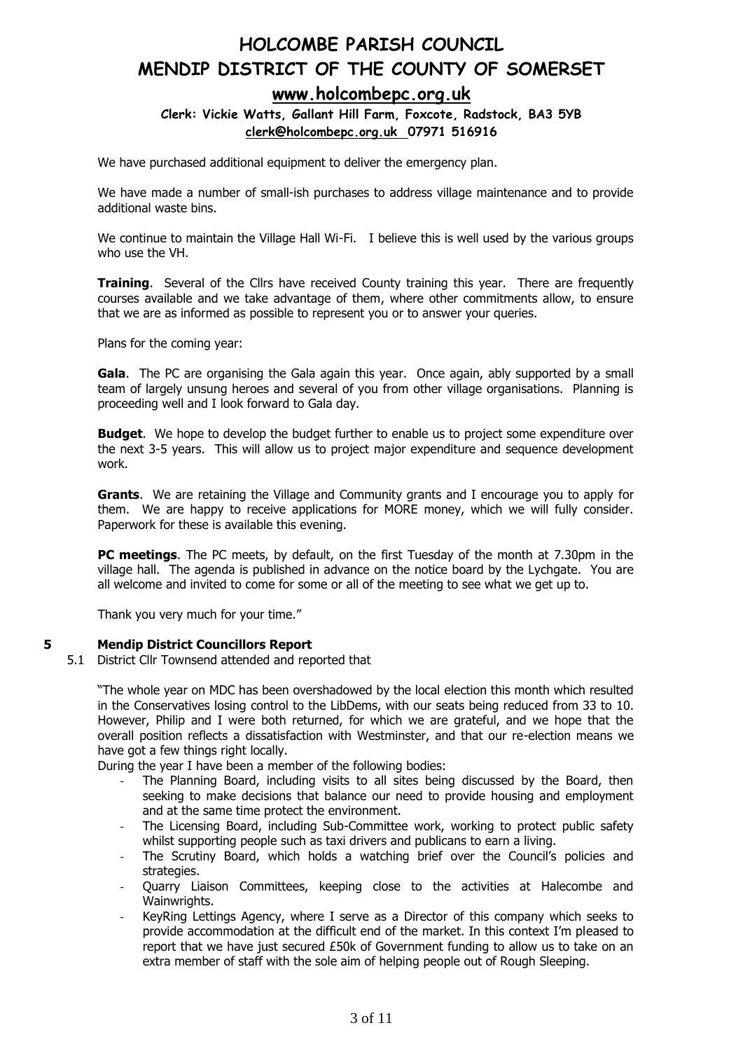We have purchased additional equipment to deliver the emergency plan.

We have made a number of small-ish purchases to address village maintenance and to provide additional waste bins.

We continue to maintain the Village Hall Wi-Fi. I believe this is well used by the various groups who use the VH.

**Training**. Several of the Cllrs have received County training this year. There are frequently courses available and we take advantage of them, where other commitments allow, to ensure that we are as informed as possible to represent you or to answer your queries.

Plans for the coming year:

**Gala**. The PC are organising the Gala again this year. Once again, ably supported by a small team of largely unsung heroes and several of you from other village organisations. Planning is proceeding well and I look forward to Gala day.

**Budget**. We hope to develop the budget further to enable us to project some expenditure over the next 3-5 years. This will allow us to project major expenditure and sequence development work.

**Grants**. We are retaining the Village and Community grants and I encourage you to apply for them. We are happy to receive applications for MORE money, which we will fully consider. Paperwork for these is available this evening.

**PC meetings**. The PC meets, by default, on the first Tuesday of the month at 7.30pm in the village hall. The agenda is published in advance on the notice board by the Lychgate. You are all welcome and invited to come for some or all of the meeting to see what we get up to.

Thank you very much for your time."

## 5 Mendip District Councillors Report

5.1 District Cllr Townsend attended and reported that

"The whole year on MDC has been overshadowed by the local election this month which resulted in the Conservatives losing control to the LibDems, with our seats being reduced from 33 to 10. However, Philip and I were both returned, for which we are grateful, and we hope that the overall position reflects a dissatisfaction with Westminster, and that our re-election means we have got a few things right locally.

During the year I have been a member of the following bodies:

- The Planning Board, including visits to all sites being discussed by the Board, then seeking to make decisions that balance our need to provide housing and employment and at the same time protect the environment.
- The Licensing Board, including Sub-Committee work, working to protect public safety whilst supporting people such as taxi drivers and publicans to earn a living.
- The Scrutiny Board, which holds a watching brief over the Council's policies and strategies.
- Quarry Liaison Committees, keeping close to the activities at Halecombe and Wainwrights.
- KeyRing Lettings Agency, where I serve as a Director of this company which seeks to provide accommodation at the difficult end of the market. In this context I'm pleased to report that we have just secured £50k of Government funding to allow us to take on an extra member of staff with the sole aim of helping people out of Rough Sleeping.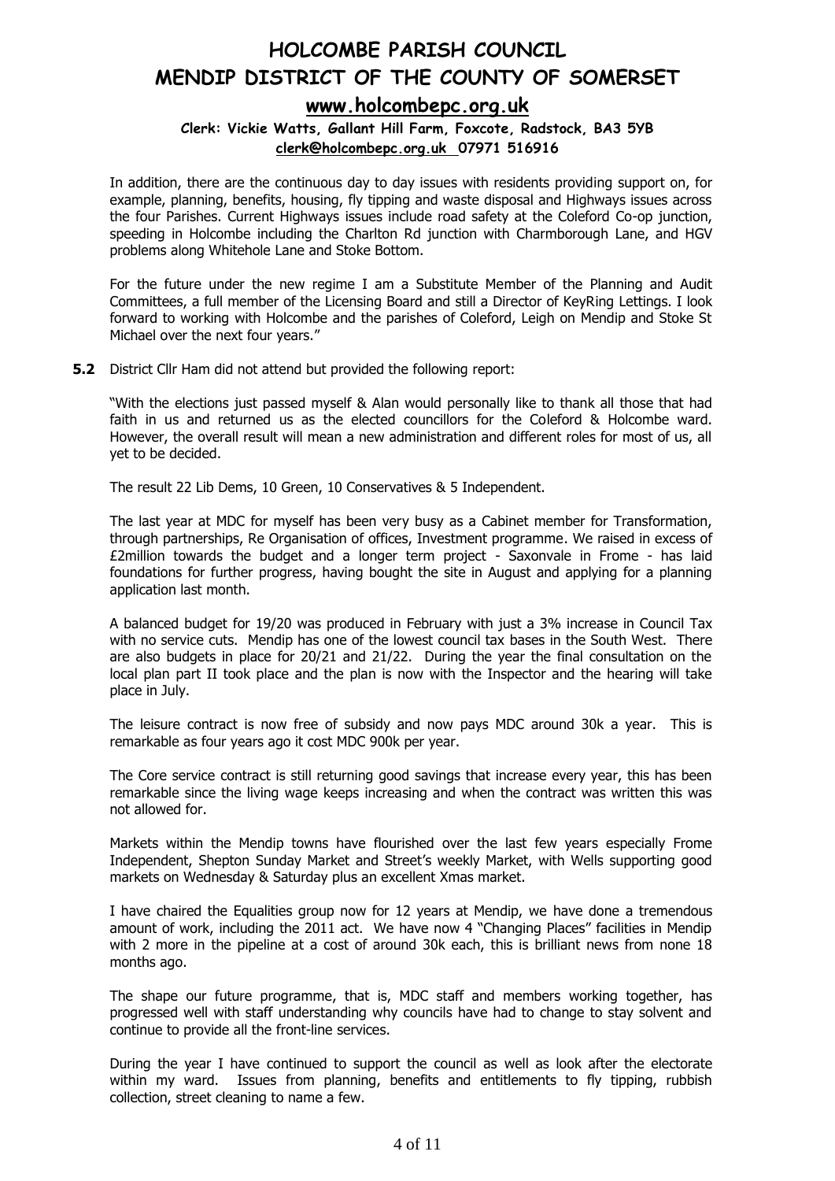In addition, there are the continuous day to day issues with residents providing support on, for example, planning, benefits, housing, fly tipping and waste disposal and Highways issues across the four Parishes. Current Highways issues include road safety at the Coleford Co-op junction, speeding in Holcombe including the Charlton Rd junction with Charmborough Lane, and HGV problems along Whitehole Lane and Stoke Bottom.

For the future under the new regime I am a Substitute Member of the Planning and Audit Committees, a full member of the Licensing Board and still a Director of KeyRing Lettings. I look forward to working with Holcombe and the parishes of Coleford, Leigh on Mendip and Stoke St Michael over the next four years."

**5.2** District Cllr Ham did not attend but provided the following report:

"With the elections just passed myself & Alan would personally like to thank all those that had faith in us and returned us as the elected councillors for the Coleford & Holcombe ward. However, the overall result will mean a new administration and different roles for most of us, all yet to be decided.

The result 22 Lib Dems, 10 Green, 10 Conservatives & 5 Independent.

The last year at MDC for myself has been very busy as a Cabinet member for Transformation, through partnerships, Re Organisation of offices, Investment programme. We raised in excess of £2million towards the budget and a longer term project - Saxonvale in Frome - has laid foundations for further progress, having bought the site in August and applying for a planning application last month.

A balanced budget for 19/20 was produced in February with just a 3% increase in Council Tax with no service cuts. Mendip has one of the lowest council tax bases in the South West. There are also budgets in place for 20/21 and 21/22. During the year the final consultation on the local plan part II took place and the plan is now with the Inspector and the hearing will take place in July.

The leisure contract is now free of subsidy and now pays MDC around 30k a year. This is remarkable as four years ago it cost MDC 900k per year.

The Core service contract is still returning good savings that increase every year, this has been remarkable since the living wage keeps increasing and when the contract was written this was not allowed for.

Markets within the Mendip towns have flourished over the last few years especially Frome Independent, Shepton Sunday Market and Street's weekly Market, with Wells supporting good markets on Wednesday & Saturday plus an excellent Xmas market.

I have chaired the Equalities group now for 12 years at Mendip, we have done a tremendous amount of work, including the 2011 act. We have now 4 "Changing Places" facilities in Mendip with 2 more in the pipeline at a cost of around 30k each, this is brilliant news from none 18 months ago.

The shape our future programme, that is, MDC staff and members working together, has progressed well with staff understanding why councils have had to change to stay solvent and continue to provide all the front-line services.

During the year I have continued to support the council as well as look after the electorate within my ward. Issues from planning, benefits and entitlements to fly tipping, rubbish collection, street cleaning to name a few.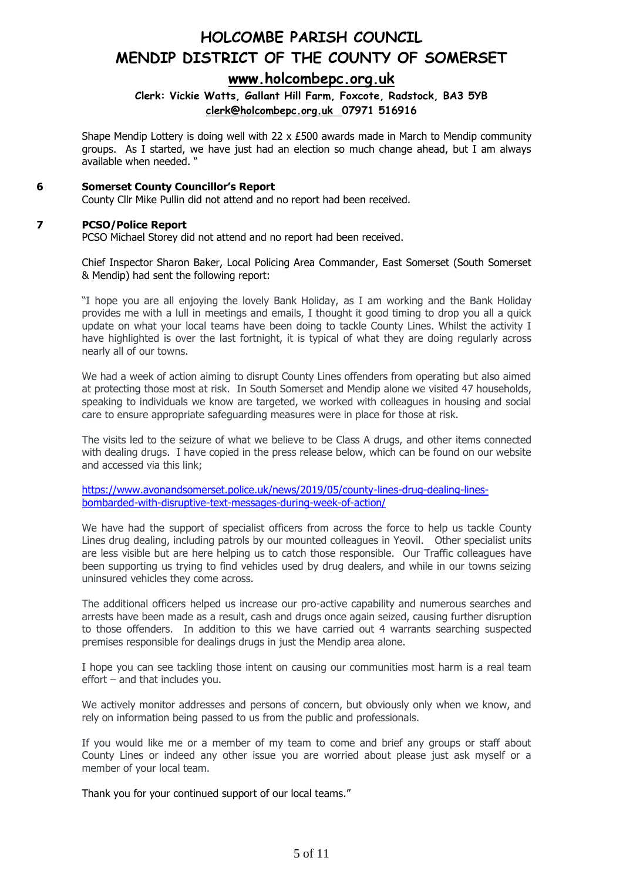Shape Mendip Lottery is doing well with 22 x £500 awards made in March to Mendip community groups. As I started, we have just had an election so much change ahead, but I am always available when needed. "

## 6 Somerset County Councillor's Report

County Cllr Mike Pullin did not attend and no report had been received.

## 7 PCSO/Police Report

PCSO Michael Storey did not attend and no report had been received.

Chief Inspector Sharon Baker, Local Policing Area Commander, East Somerset (South Somerset & Mendip) had sent the following report:

"I hope you are all enjoying the lovely Bank Holiday, as I am working and the Bank Holiday provides me with a lull in meetings and emails, I thought it good timing to drop you all a quick update on what your local teams have been doing to tackle County Lines. Whilst the activity I have highlighted is over the last fortnight, it is typical of what they are doing regularly across nearly all of our towns.

We had a week of action aiming to disrupt County Lines offenders from operating but also aimed at protecting those most at risk. In South Somerset and Mendip alone we visited 47 households, speaking to individuals we know are targeted, we worked with colleagues in housing and social care to ensure appropriate safeguarding measures were in place for those at risk.

The visits led to the seizure of what we believe to be Class A drugs, and other items connected with dealing drugs. I have copied in the press release below, which can be found on our website and accessed via this link;

https://www.avonandsomerset.police.uk/news/2019/05/county-lines-drug-dealing-lines-bombarded-with-disruptive-text-messages-during-week-of-action/

We have had the support of specialist officers from across the force to help us tackle County Lines drug dealing, including patrols by our mounted colleagues in Yeovil. Other specialist units are less visible but are here helping us to catch those responsible. Our Traffic colleagues have been supporting us trying to find vehicles used by drug dealers, and while in our towns seizing uninsured vehicles they come across.

The additional officers helped us increase our pro-active capability and numerous searches and arrests have been made as a result, cash and drugs once again seized, causing further disruption to those offenders. In addition to this we have carried out 4 warrants searching suspected premises responsible for dealings drugs in just the Mendip area alone.

I hope you can see tackling those intent on causing our communities most harm is a real team effort – and that includes you.

We actively monitor addresses and persons of concern, but obviously only when we know, and rely on information being passed to us from the public and professionals.

If you would like me or a member of my team to come and brief any groups or staff about County Lines or indeed any other issue you are worried about please just ask myself or a member of your local team.

Thank you for your continued support of our local teams."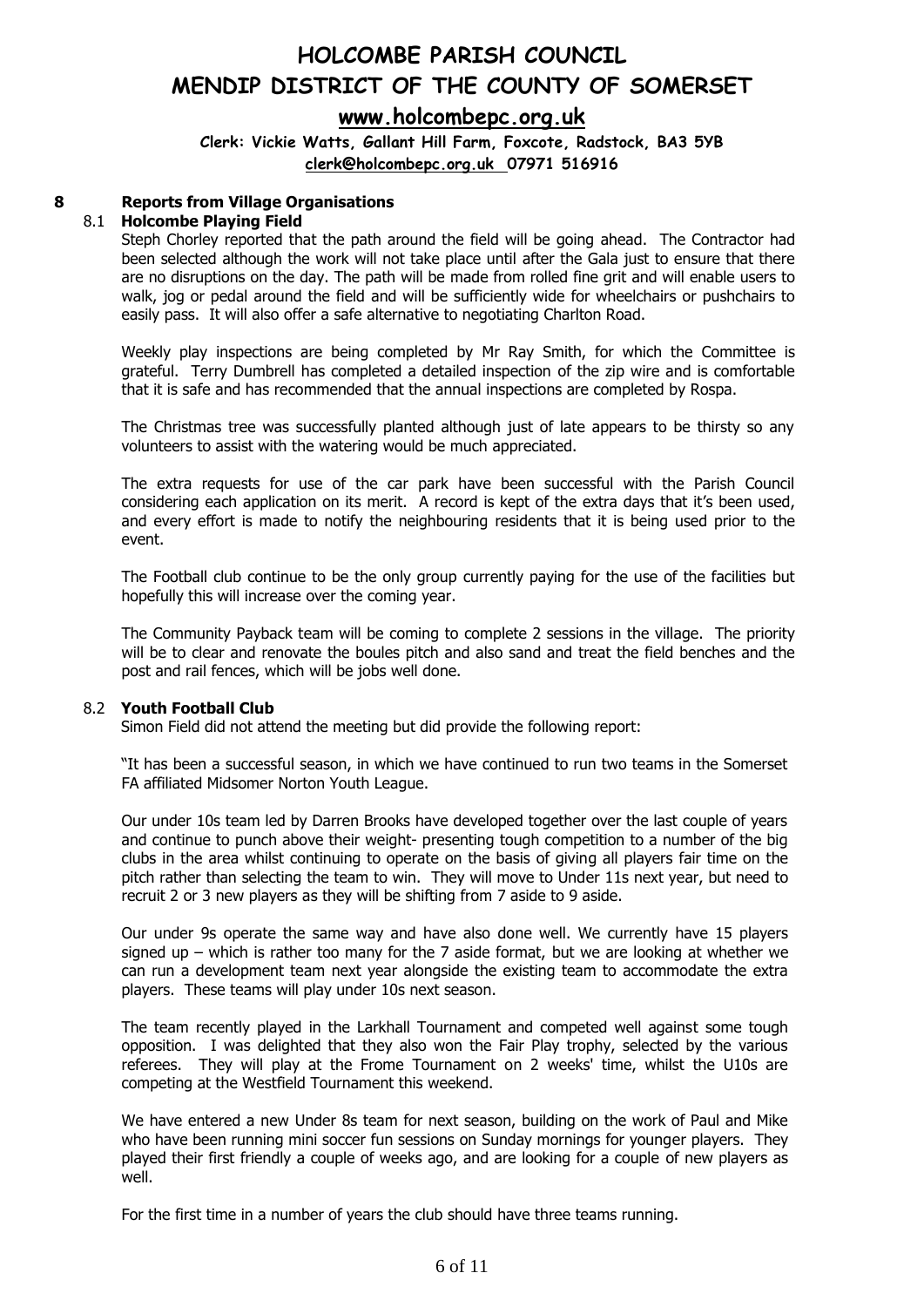# HOLCOMBE PARISH COUNCIL
# MENDIP DISTRICT OF THE COUNTY OF SOMERSET

**www.holcombepc.org.uk**

**Clerk: Vickie Watts, Gallant Hill Farm, Foxcote, Radstock, BA3 5YB**
**clerk@holcombepc.org.uk 07971 516916**

## 8 Reports from Village Organisations

### 8.1 Holcombe Playing Field

Steph Chorley reported that the path around the field will be going ahead. The Contractor had been selected although the work will not take place until after the Gala just to ensure that there are no disruptions on the day. The path will be made from rolled fine grit and will enable users to walk, jog or pedal around the field and will be sufficiently wide for wheelchairs or pushchairs to easily pass. It will also offer a safe alternative to negotiating Charlton Road.

Weekly play inspections are being completed by Mr Ray Smith, for which the Committee is grateful. Terry Dumbrell has completed a detailed inspection of the zip wire and is comfortable that it is safe and has recommended that the annual inspections are completed by Rospa.

The Christmas tree was successfully planted although just of late appears to be thirsty so any volunteers to assist with the watering would be much appreciated.

The extra requests for use of the car park have been successful with the Parish Council considering each application on its merit. A record is kept of the extra days that it's been used, and every effort is made to notify the neighbouring residents that it is being used prior to the event.

The Football club continue to be the only group currently paying for the use of the facilities but hopefully this will increase over the coming year.

The Community Payback team will be coming to complete 2 sessions in the village. The priority will be to clear and renovate the boules pitch and also sand and treat the field benches and the post and rail fences, which will be jobs well done.

### 8.2 Youth Football Club

Simon Field did not attend the meeting but did provide the following report:

"It has been a successful season, in which we have continued to run two teams in the Somerset FA affiliated Midsomer Norton Youth League.

Our under 10s team led by Darren Brooks have developed together over the last couple of years and continue to punch above their weight- presenting tough competition to a number of the big clubs in the area whilst continuing to operate on the basis of giving all players fair time on the pitch rather than selecting the team to win. They will move to Under 11s next year, but need to recruit 2 or 3 new players as they will be shifting from 7 aside to 9 aside.

Our under 9s operate the same way and have also done well. We currently have 15 players signed up – which is rather too many for the 7 aside format, but we are looking at whether we can run a development team next year alongside the existing team to accommodate the extra players. These teams will play under 10s next season.

The team recently played in the Larkhall Tournament and competed well against some tough opposition. I was delighted that they also won the Fair Play trophy, selected by the various referees. They will play at the Frome Tournament on 2 weeks' time, whilst the U10s are competing at the Westfield Tournament this weekend.

We have entered a new Under 8s team for next season, building on the work of Paul and Mike who have been running mini soccer fun sessions on Sunday mornings for younger players. They played their first friendly a couple of weeks ago, and are looking for a couple of new players as well.

For the first time in a number of years the club should have three teams running.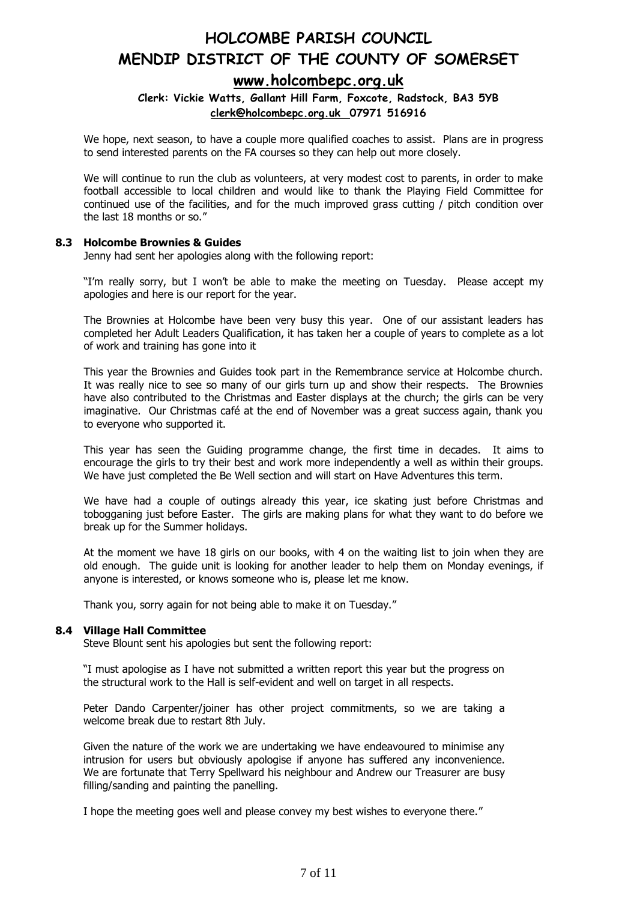We hope, next season, to have a couple more qualified coaches to assist. Plans are in progress to send interested parents on the FA courses so they can help out more closely.

We will continue to run the club as volunteers, at very modest cost to parents, in order to make football accessible to local children and would like to thank the Playing Field Committee for continued use of the facilities, and for the much improved grass cutting / pitch condition over the last 18 months or so."

### 8.3 Holcombe Brownies & Guides

Jenny had sent her apologies along with the following report:

"I'm really sorry, but I won't be able to make the meeting on Tuesday. Please accept my apologies and here is our report for the year.

The Brownies at Holcombe have been very busy this year. One of our assistant leaders has completed her Adult Leaders Qualification, it has taken her a couple of years to complete as a lot of work and training has gone into it

This year the Brownies and Guides took part in the Remembrance service at Holcombe church. It was really nice to see so many of our girls turn up and show their respects. The Brownies have also contributed to the Christmas and Easter displays at the church; the girls can be very imaginative. Our Christmas café at the end of November was a great success again, thank you to everyone who supported it.

This year has seen the Guiding programme change, the first time in decades. It aims to encourage the girls to try their best and work more independently a well as within their groups. We have just completed the Be Well section and will start on Have Adventures this term.

We have had a couple of outings already this year, ice skating just before Christmas and tobogganing just before Easter. The girls are making plans for what they want to do before we break up for the Summer holidays.

At the moment we have 18 girls on our books, with 4 on the waiting list to join when they are old enough. The guide unit is looking for another leader to help them on Monday evenings, if anyone is interested, or knows someone who is, please let me know.

Thank you, sorry again for not being able to make it on Tuesday."

### 8.4 Village Hall Committee

Steve Blount sent his apologies but sent the following report:

"I must apologise as I have not submitted a written report this year but the progress on the structural work to the Hall is self-evident and well on target in all respects.

Peter Dando Carpenter/joiner has other project commitments, so we are taking a welcome break due to restart 8th July.

Given the nature of the work we are undertaking we have endeavoured to minimise any intrusion for users but obviously apologise if anyone has suffered any inconvenience. We are fortunate that Terry Spellward his neighbour and Andrew our Treasurer are busy filling/sanding and painting the panelling.

I hope the meeting goes well and please convey my best wishes to everyone there."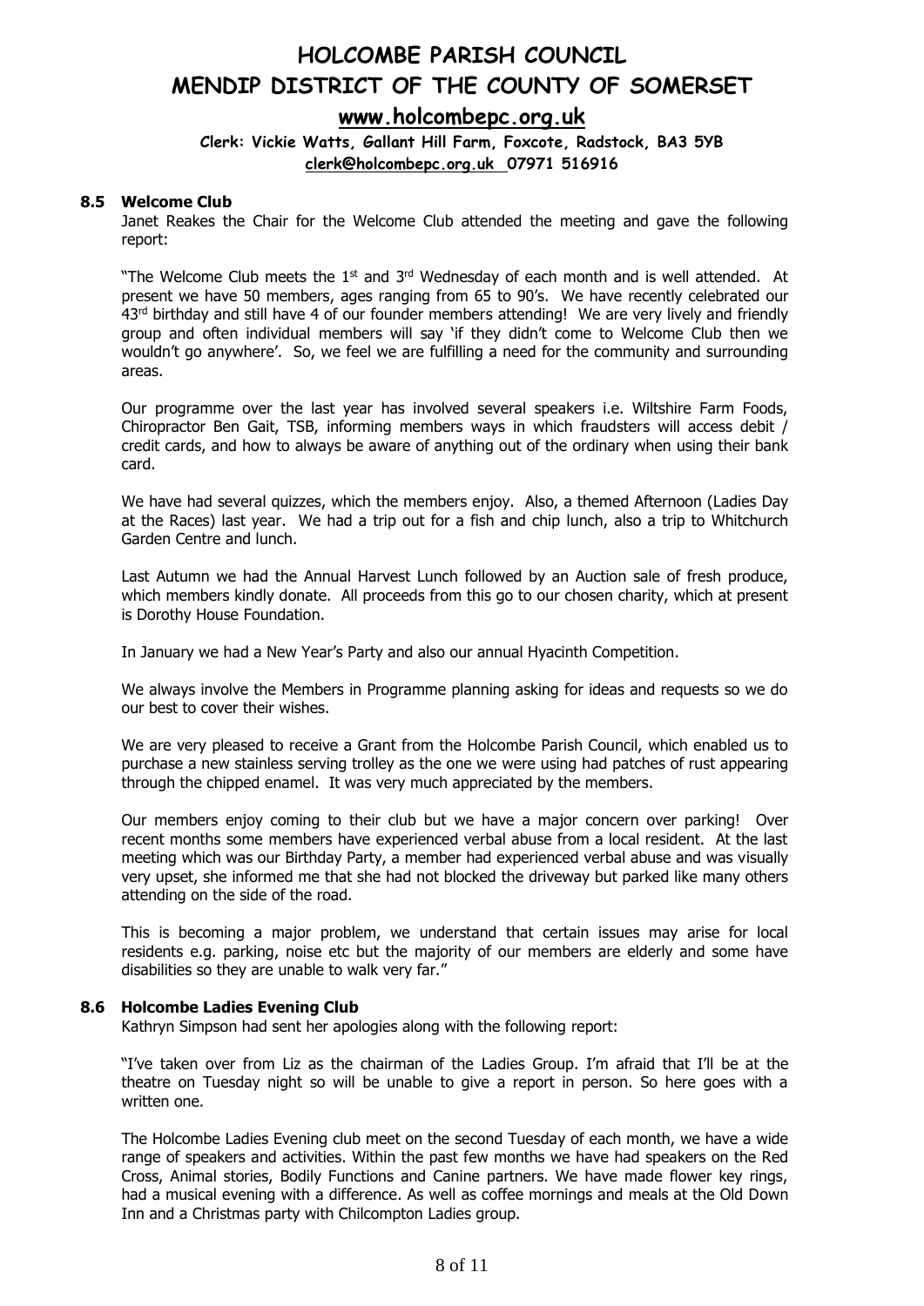### 8.5 Welcome Club

Janet Reakes the Chair for the Welcome Club attended the meeting and gave the following report:

"The Welcome Club meets the 1st and 3rd Wednesday of each month and is well attended. At present we have 50 members, ages ranging from 65 to 90's. We have recently celebrated our 43rd birthday and still have 4 of our founder members attending! We are very lively and friendly group and often individual members will say 'if they didn't come to Welcome Club then we wouldn't go anywhere'. So, we feel we are fulfilling a need for the community and surrounding areas.

Our programme over the last year has involved several speakers i.e. Wiltshire Farm Foods, Chiropractor Ben Gait, TSB, informing members ways in which fraudsters will access debit / credit cards, and how to always be aware of anything out of the ordinary when using their bank card.

We have had several quizzes, which the members enjoy. Also, a themed Afternoon (Ladies Day at the Races) last year. We had a trip out for a fish and chip lunch, also a trip to Whitchurch Garden Centre and lunch.

Last Autumn we had the Annual Harvest Lunch followed by an Auction sale of fresh produce, which members kindly donate. All proceeds from this go to our chosen charity, which at present is Dorothy House Foundation.

In January we had a New Year's Party and also our annual Hyacinth Competition.

We always involve the Members in Programme planning asking for ideas and requests so we do our best to cover their wishes.

We are very pleased to receive a Grant from the Holcombe Parish Council, which enabled us to purchase a new stainless serving trolley as the one we were using had patches of rust appearing through the chipped enamel. It was very much appreciated by the members.

Our members enjoy coming to their club but we have a major concern over parking! Over recent months some members have experienced verbal abuse from a local resident. At the last meeting which was our Birthday Party, a member had experienced verbal abuse and was visually very upset, she informed me that she had not blocked the driveway but parked like many others attending on the side of the road.

This is becoming a major problem, we understand that certain issues may arise for local residents e.g. parking, noise etc but the majority of our members are elderly and some have disabilities so they are unable to walk very far."

### 8.6 Holcombe Ladies Evening Club

Kathryn Simpson had sent her apologies along with the following report:

"I've taken over from Liz as the chairman of the Ladies Group. I'm afraid that I'll be at the theatre on Tuesday night so will be unable to give a report in person. So here goes with a written one.

The Holcombe Ladies Evening club meet on the second Tuesday of each month, we have a wide range of speakers and activities. Within the past few months we have had speakers on the Red Cross, Animal stories, Bodily Functions and Canine partners. We have made flower key rings, had a musical evening with a difference. As well as coffee mornings and meals at the Old Down Inn and a Christmas party with Chilcompton Ladies group.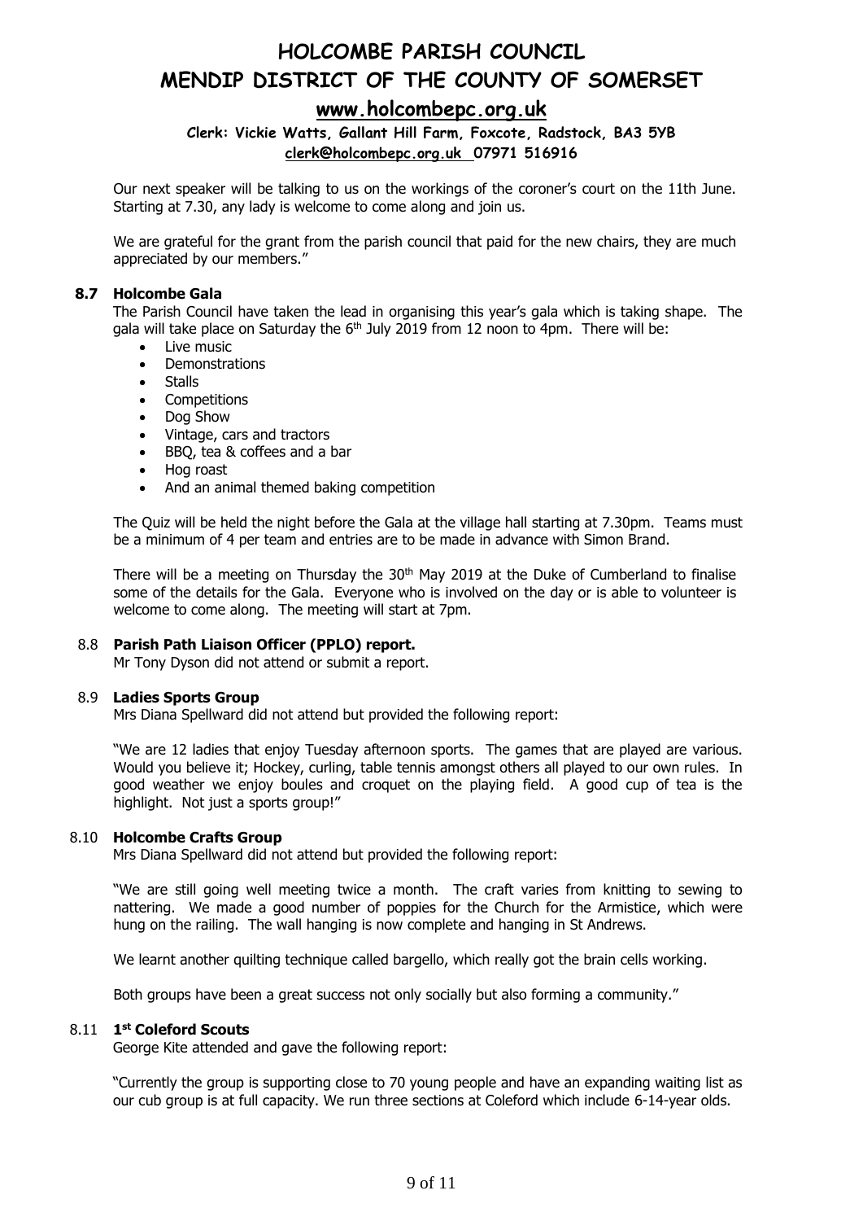Our next speaker will be talking to us on the workings of the coroner's court on the 11th June. Starting at 7.30, any lady is welcome to come along and join us.

We are grateful for the grant from the parish council that paid for the new chairs, they are much appreciated by our members."

### 8.7 Holcombe Gala

The Parish Council have taken the lead in organising this year's gala which is taking shape. The gala will take place on Saturday the 6th July 2019 from 12 noon to 4pm. There will be:

- Live music
- Demonstrations
- Stalls
- Competitions
- Dog Show
- Vintage, cars and tractors
- BBQ, tea & coffees and a bar
- Hog roast
- And an animal themed baking competition

The Quiz will be held the night before the Gala at the village hall starting at 7.30pm. Teams must be a minimum of 4 per team and entries are to be made in advance with Simon Brand.

There will be a meeting on Thursday the 30th May 2019 at the Duke of Cumberland to finalise some of the details for the Gala. Everyone who is involved on the day or is able to volunteer is welcome to come along. The meeting will start at 7pm.

### 8.8 Parish Path Liaison Officer (PPLO) report.

Mr Tony Dyson did not attend or submit a report.

### 8.9 Ladies Sports Group

Mrs Diana Spellward did not attend but provided the following report:

"We are 12 ladies that enjoy Tuesday afternoon sports. The games that are played are various. Would you believe it; Hockey, curling, table tennis amongst others all played to our own rules. In good weather we enjoy boules and croquet on the playing field. A good cup of tea is the highlight. Not just a sports group!"

### 8.10 Holcombe Crafts Group

Mrs Diana Spellward did not attend but provided the following report:

"We are still going well meeting twice a month. The craft varies from knitting to sewing to nattering. We made a good number of poppies for the Church for the Armistice, which were hung on the railing. The wall hanging is now complete and hanging in St Andrews.

We learnt another quilting technique called bargello, which really got the brain cells working.

Both groups have been a great success not only socially but also forming a community."

### 8.11 1st Coleford Scouts

George Kite attended and gave the following report:

"Currently the group is supporting close to 70 young people and have an expanding waiting list as our cub group is at full capacity. We run three sections at Coleford which include 6-14-year olds.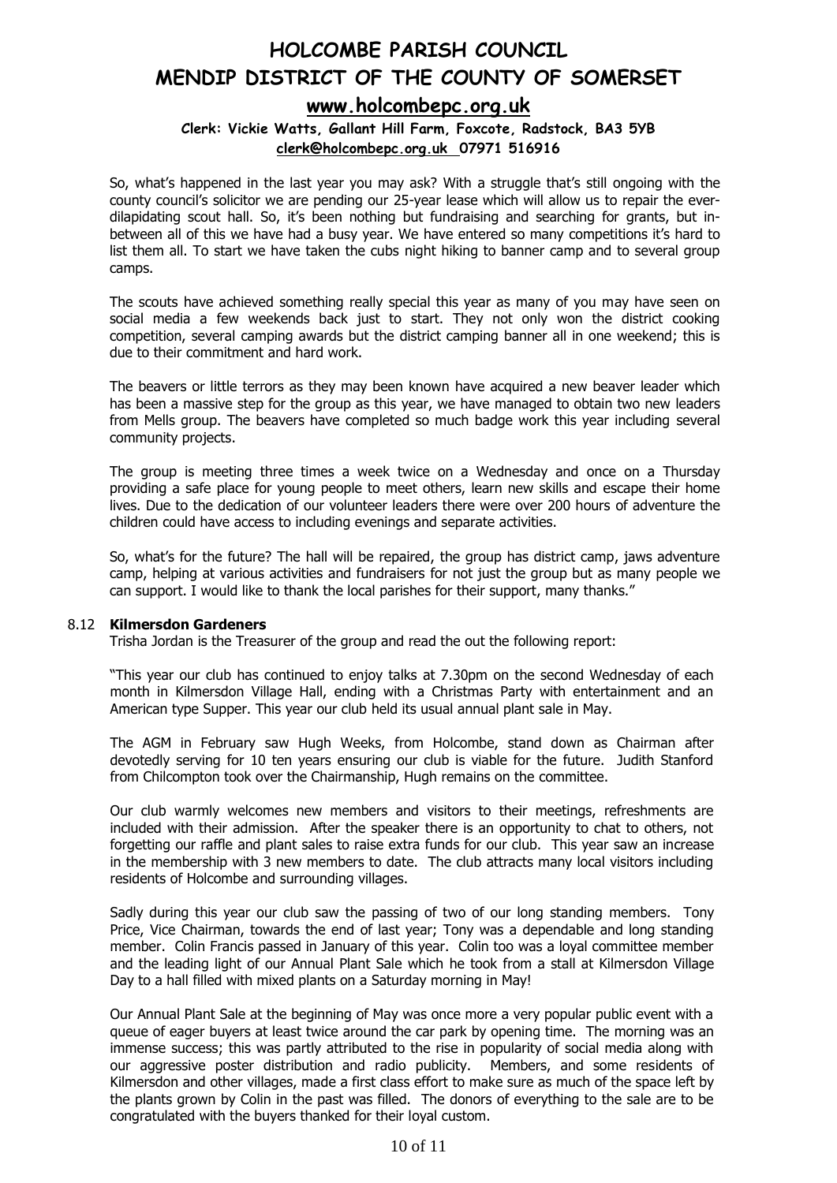So, what's happened in the last year you may ask? With a struggle that's still ongoing with the county council's solicitor we are pending our 25-year lease which will allow us to repair the ever-dilapidating scout hall. So, it's been nothing but fundraising and searching for grants, but in-between all of this we have had a busy year. We have entered so many competitions it's hard to list them all. To start we have taken the cubs night hiking to banner camp and to several group camps.

The scouts have achieved something really special this year as many of you may have seen on social media a few weekends back just to start. They not only won the district cooking competition, several camping awards but the district camping banner all in one weekend; this is due to their commitment and hard work.

The beavers or little terrors as they may been known have acquired a new beaver leader which has been a massive step for the group as this year, we have managed to obtain two new leaders from Mells group. The beavers have completed so much badge work this year including several community projects.

The group is meeting three times a week twice on a Wednesday and once on a Thursday providing a safe place for young people to meet others, learn new skills and escape their home lives. Due to the dedication of our volunteer leaders there were over 200 hours of adventure the children could have access to including evenings and separate activities.

So, what's for the future? The hall will be repaired, the group has district camp, jaws adventure camp, helping at various activities and fundraisers for not just the group but as many people we can support. I would like to thank the local parishes for their support, many thanks."

8.12 **Kilmersdon Gardeners**

Trisha Jordan is the Treasurer of the group and read the out the following report:

"This year our club has continued to enjoy talks at 7.30pm on the second Wednesday of each month in Kilmersdon Village Hall, ending with a Christmas Party with entertainment and an American type Supper. This year our club held its usual annual plant sale in May.

The AGM in February saw Hugh Weeks, from Holcombe, stand down as Chairman after devotedly serving for 10 ten years ensuring our club is viable for the future. Judith Stanford from Chilcompton took over the Chairmanship, Hugh remains on the committee.

Our club warmly welcomes new members and visitors to their meetings, refreshments are included with their admission. After the speaker there is an opportunity to chat to others, not forgetting our raffle and plant sales to raise extra funds for our club. This year saw an increase in the membership with 3 new members to date. The club attracts many local visitors including residents of Holcombe and surrounding villages.

Sadly during this year our club saw the passing of two of our long standing members. Tony Price, Vice Chairman, towards the end of last year; Tony was a dependable and long standing member. Colin Francis passed in January of this year. Colin too was a loyal committee member and the leading light of our Annual Plant Sale which he took from a stall at Kilmersdon Village Day to a hall filled with mixed plants on a Saturday morning in May!

Our Annual Plant Sale at the beginning of May was once more a very popular public event with a queue of eager buyers at least twice around the car park by opening time. The morning was an immense success; this was partly attributed to the rise in popularity of social media along with our aggressive poster distribution and radio publicity. Members, and some residents of Kilmersdon and other villages, made a first class effort to make sure as much of the space left by the plants grown by Colin in the past was filled. The donors of everything to the sale are to be congratulated with the buyers thanked for their loyal custom.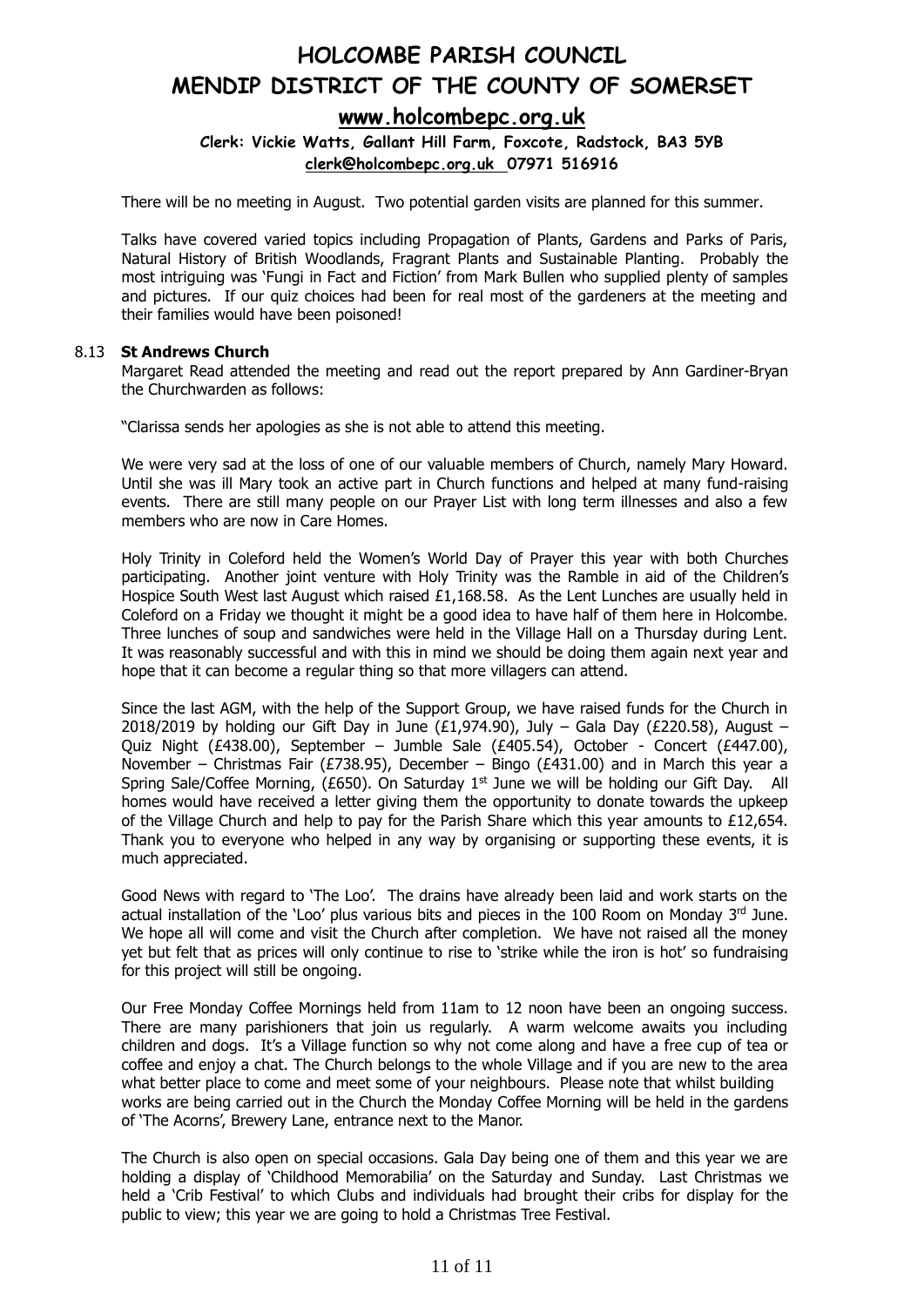There will be no meeting in August. Two potential garden visits are planned for this summer.

Talks have covered varied topics including Propagation of Plants, Gardens and Parks of Paris, Natural History of British Woodlands, Fragrant Plants and Sustainable Planting. Probably the most intriguing was 'Fungi in Fact and Fiction' from Mark Bullen who supplied plenty of samples and pictures. If our quiz choices had been for real most of the gardeners at the meeting and their families would have been poisoned!

### 8.13 St Andrews Church

Margaret Read attended the meeting and read out the report prepared by Ann Gardiner-Bryan the Churchwarden as follows:

"Clarissa sends her apologies as she is not able to attend this meeting.

We were very sad at the loss of one of our valuable members of Church, namely Mary Howard. Until she was ill Mary took an active part in Church functions and helped at many fund-raising events. There are still many people on our Prayer List with long term illnesses and also a few members who are now in Care Homes.

Holy Trinity in Coleford held the Women's World Day of Prayer this year with both Churches participating. Another joint venture with Holy Trinity was the Ramble in aid of the Children's Hospice South West last August which raised £1,168.58. As the Lent Lunches are usually held in Coleford on a Friday we thought it might be a good idea to have half of them here in Holcombe. Three lunches of soup and sandwiches were held in the Village Hall on a Thursday during Lent. It was reasonably successful and with this in mind we should be doing them again next year and hope that it can become a regular thing so that more villagers can attend.

Since the last AGM, with the help of the Support Group, we have raised funds for the Church in 2018/2019 by holding our Gift Day in June (£1,974.90), July – Gala Day (£220.58), August – Quiz Night (£438.00), September – Jumble Sale (£405.54), October - Concert (£447.00), November – Christmas Fair (£738.95), December – Bingo (£431.00) and in March this year a Spring Sale/Coffee Morning, (£650). On Saturday 1st June we will be holding our Gift Day. All homes would have received a letter giving them the opportunity to donate towards the upkeep of the Village Church and help to pay for the Parish Share which this year amounts to £12,654. Thank you to everyone who helped in any way by organising or supporting these events, it is much appreciated.

Good News with regard to 'The Loo'. The drains have already been laid and work starts on the actual installation of the 'Loo' plus various bits and pieces in the 100 Room on Monday 3rd June. We hope all will come and visit the Church after completion. We have not raised all the money yet but felt that as prices will only continue to rise to 'strike while the iron is hot' so fundraising for this project will still be ongoing.

Our Free Monday Coffee Mornings held from 11am to 12 noon have been an ongoing success. There are many parishioners that join us regularly. A warm welcome awaits you including children and dogs. It's a Village function so why not come along and have a free cup of tea or coffee and enjoy a chat. The Church belongs to the whole Village and if you are new to the area what better place to come and meet some of your neighbours. Please note that whilst building works are being carried out in the Church the Monday Coffee Morning will be held in the gardens of 'The Acorns', Brewery Lane, entrance next to the Manor.

The Church is also open on special occasions. Gala Day being one of them and this year we are holding a display of 'Childhood Memorabilia' on the Saturday and Sunday. Last Christmas we held a 'Crib Festival' to which Clubs and individuals had brought their cribs for display for the public to view; this year we are going to hold a Christmas Tree Festival.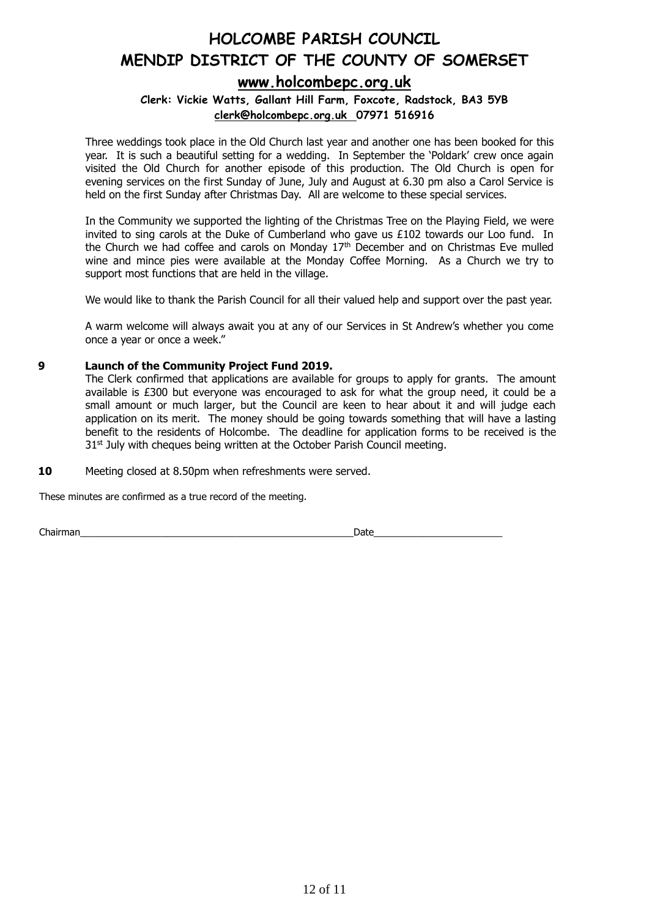# HOLCOMBE PARISH COUNCIL
# MENDIP DISTRICT OF THE COUNTY OF SOMERSET

**www.holcombepc.org.uk**

**Clerk: Vickie Watts, Gallant Hill Farm, Foxcote, Radstock, BA3 5YB**
**clerk@holcombepc.org.uk 07971 516916**

Three weddings took place in the Old Church last year and another one has been booked for this year. It is such a beautiful setting for a wedding. In September the 'Poldark' crew once again visited the Old Church for another episode of this production. The Old Church is open for evening services on the first Sunday of June, July and August at 6.30 pm also a Carol Service is held on the first Sunday after Christmas Day. All are welcome to these special services.

In the Community we supported the lighting of the Christmas Tree on the Playing Field, we were invited to sing carols at the Duke of Cumberland who gave us £102 towards our Loo fund. In the Church we had coffee and carols on Monday 17th December and on Christmas Eve mulled wine and mince pies were available at the Monday Coffee Morning. As a Church we try to support most functions that are held in the village.

We would like to thank the Parish Council for all their valued help and support over the past year.

A warm welcome will always await you at any of our Services in St Andrew's whether you come once a year or once a week."

**9 Launch of the Community Project Fund 2019.**

The Clerk confirmed that applications are available for groups to apply for grants. The amount available is £300 but everyone was encouraged to ask for what the group need, it could be a small amount or much larger, but the Council are keen to hear about it and will judge each application on its merit. The money should be going towards something that will have a lasting benefit to the residents of Holcombe. The deadline for application forms to be received is the 31st July with cheques being written at the October Parish Council meeting.

**10** Meeting closed at 8.50pm when refreshments were served.

These minutes are confirmed as a true record of the meeting.

Chairman\_\_\_\_\_\_\_\_\_\_\_\_\_\_\_\_\_\_\_\_\_\_\_\_\_\_\_\_\_\_\_\_\_\_\_\_\_\_\_\_ Date\_\_\_\_\_\_\_\_\_\_\_\_\_\_\_\_\_\_\_\_\_\_\_\_